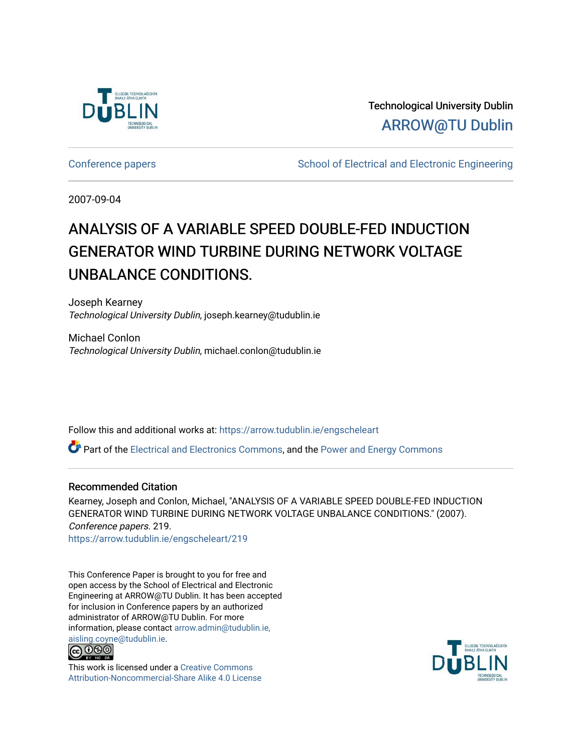Technological University Dublin

ARROW@TU Dublin

Conference papers | School of Electrical and Electronic Engineering

2007-09-04

# ANALYSIS OF A VARIABLE SPEED DOUBLE-FED INDUCTION GENERATOR WIND TURBINE DURING NETWORK VOLTAGE UNBALANCE CONDITIONS.

Joseph Kearney
*Technological University Dublin*, joseph.kearney@tudublin.ie

Michael Conlon
*Technological University Dublin*, michael.conlon@tudublin.ie

Follow this and additional works at: https://arrow.tudublin.ie/engscheleart

Part of the Electrical and Electronics Commons, and the Power and Energy Commons

## Recommended Citation

Kearney, Joseph and Conlon, Michael, "ANALYSIS OF A VARIABLE SPEED DOUBLE-FED INDUCTION GENERATOR WIND TURBINE DURING NETWORK VOLTAGE UNBALANCE CONDITIONS." (2007). *Conference papers*. 219.
https://arrow.tudublin.ie/engscheleart/219

This Conference Paper is brought to you for free and open access by the School of Electrical and Electronic Engineering at ARROW@TU Dublin. It has been accepted for inclusion in Conference papers by an authorized administrator of ARROW@TU Dublin. For more information, please contact arrow.admin@tudublin.ie, aisling.coyne@tudublin.ie.

This work is licensed under a Creative Commons Attribution-Noncommercial-Share Alike 4.0 License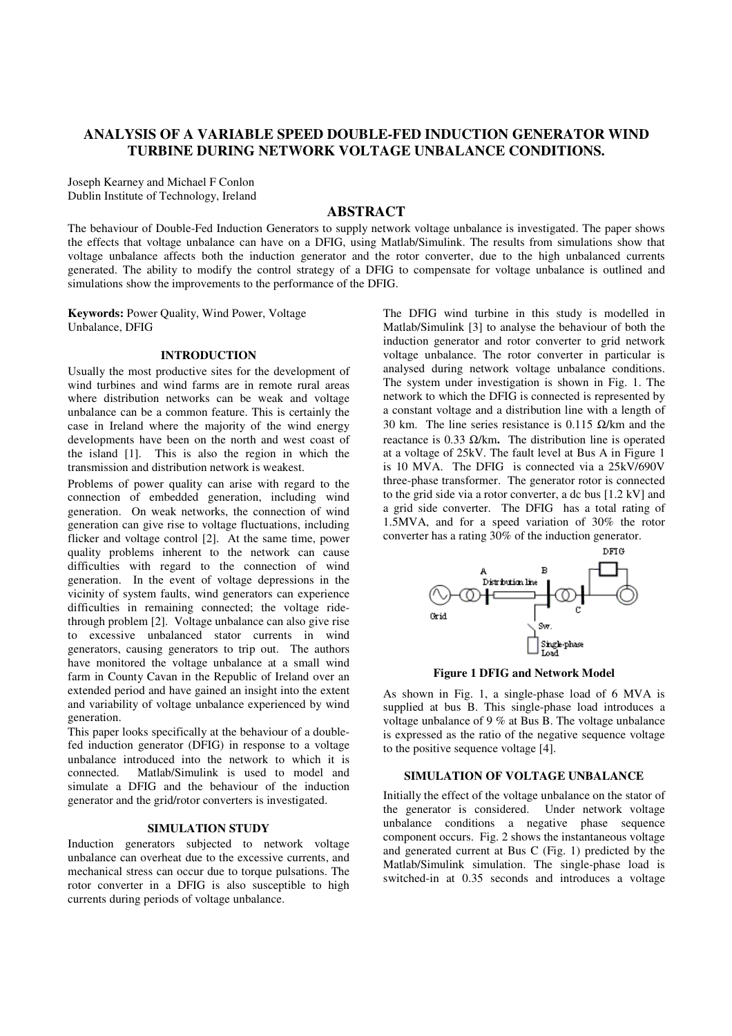# ANALYSIS OF A VARIABLE SPEED DOUBLE-FED INDUCTION GENERATOR WIND TURBINE DURING NETWORK VOLTAGE UNBALANCE CONDITIONS.

Joseph Kearney and Michael F Conlon
Dublin Institute of Technology, Ireland

## ABSTRACT

The behaviour of Double-Fed Induction Generators to supply network voltage unbalance is investigated. The paper shows the effects that voltage unbalance can have on a DFIG, using Matlab/Simulink. The results from simulations show that voltage unbalance affects both the induction generator and the rotor converter, due to the high unbalanced currents generated. The ability to modify the control strategy of a DFIG to compensate for voltage unbalance is outlined and simulations show the improvements to the performance of the DFIG.

**Keywords:** Power Quality, Wind Power, Voltage Unbalance, DFIG

### INTRODUCTION

Usually the most productive sites for the development of wind turbines and wind farms are in remote rural areas where distribution networks can be weak and voltage unbalance can be a common feature. This is certainly the case in Ireland where the majority of the wind energy developments have been on the north and west coast of the island [1]. This is also the region in which the transmission and distribution network is weakest.

Problems of power quality can arise with regard to the connection of embedded generation, including wind generation. On weak networks, the connection of wind generation can give rise to voltage fluctuations, including flicker and voltage control [2]. At the same time, power quality problems inherent to the network can cause difficulties with regard to the connection of wind generation. In the event of voltage depressions in the vicinity of system faults, wind generators can experience difficulties in remaining connected; the voltage ride-through problem [2]. Voltage unbalance can also give rise to excessive unbalanced stator currents in wind generators, causing generators to trip out. The authors have monitored the voltage unbalance at a small wind farm in County Cavan in the Republic of Ireland over an extended period and have gained an insight into the extent and variability of voltage unbalance experienced by wind generation.

This paper looks specifically at the behaviour of a double-fed induction generator (DFIG) in response to a voltage unbalance introduced into the network to which it is connected. Matlab/Simulink is used to model and simulate a DFIG and the behaviour of the induction generator and the grid/rotor converters is investigated.

### SIMULATION STUDY

Induction generators subjected to network voltage unbalance can overheat due to the excessive currents, and mechanical stress can occur due to torque pulsations. The rotor converter in a DFIG is also susceptible to high currents during periods of voltage unbalance.

The DFIG wind turbine in this study is modelled in Matlab/Simulink [3] to analyse the behaviour of both the induction generator and rotor converter to grid network voltage unbalance. The rotor converter in particular is analysed during network voltage unbalance conditions. The system under investigation is shown in Fig. 1. The network to which the DFIG is connected is represented by a constant voltage and a distribution line with a length of 30 km. The line series resistance is 0.115 Ω/km and the reactance is 0.33 Ω/km. The distribution line is operated at a voltage of 25kV. The fault level at Bus A in Figure 1 is 10 MVA. The DFIG is connected via a 25kV/690V three-phase transformer. The generator rotor is connected to the grid side via a rotor converter, a dc bus [1.2 kV] and a grid side converter. The DFIG has a total rating of 1.5MVA, and for a speed variation of 30% the rotor converter has a rating 30% of the induction generator.

DFIG
A
B
Distribution line
C
Grid
Sw.
Single-phase Load

**Figure 1 DFIG and Network Model**

As shown in Fig. 1, a single-phase load of 6 MVA is supplied at bus B. This single-phase load introduces a voltage unbalance of 9 % at Bus B. The voltage unbalance is expressed as the ratio of the negative sequence voltage to the positive sequence voltage [4].

### SIMULATION OF VOLTAGE UNBALANCE

Initially the effect of the voltage unbalance on the stator of the generator is considered. Under network voltage unbalance conditions a negative phase sequence component occurs. Fig. 2 shows the instantaneous voltage and generated current at Bus C (Fig. 1) predicted by the Matlab/Simulink simulation. The single-phase load is switched-in at 0.35 seconds and introduces a voltage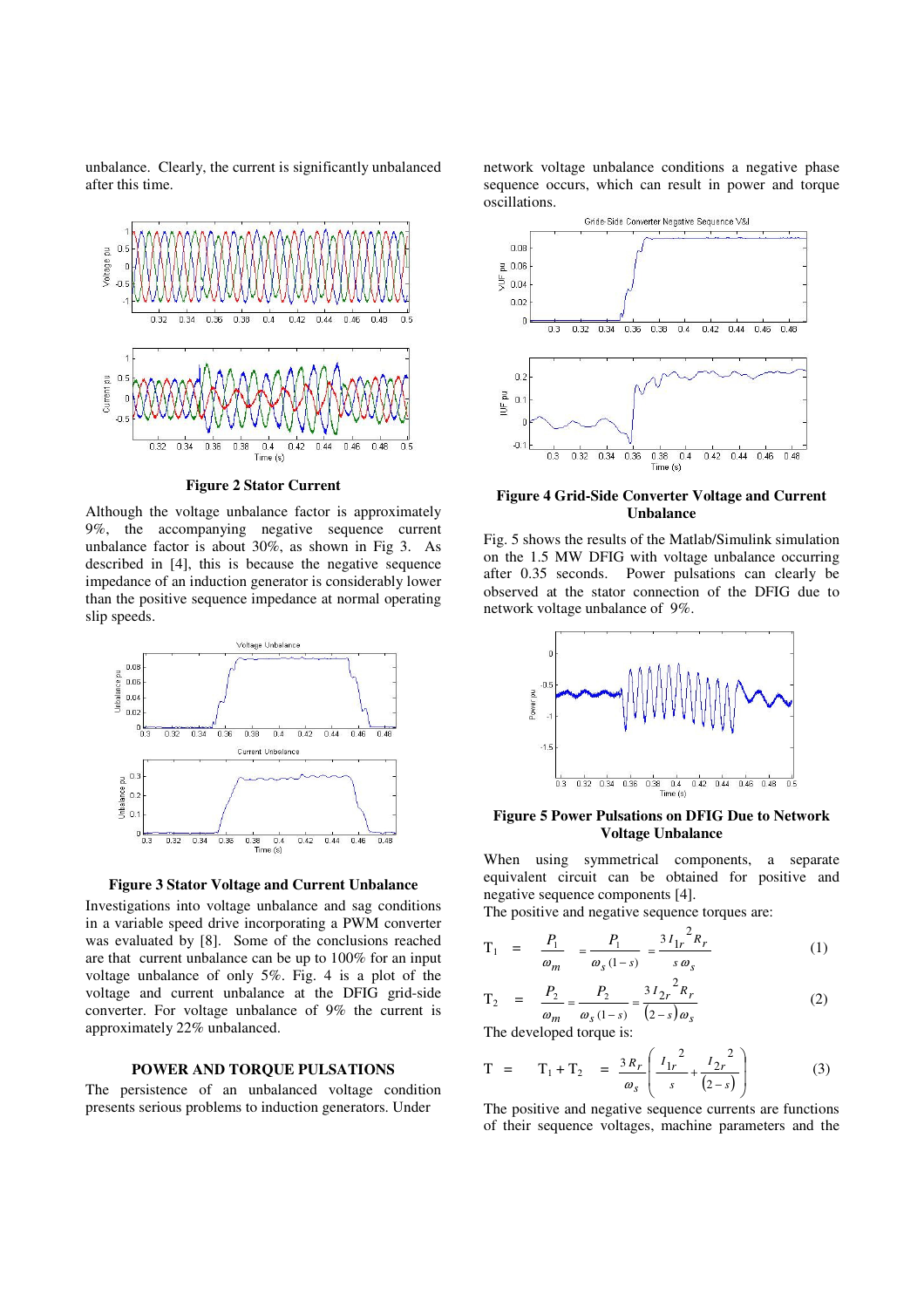unbalance. Clearly, the current is significantly unbalanced after this time.

**Figure 2 Stator Current**

Although the voltage unbalance factor is approximately 9%, the accompanying negative sequence current unbalance factor is about 30%, as shown in Fig 3. As described in [4], this is because the negative sequence impedance of an induction generator is considerably lower than the positive sequence impedance at normal operating slip speeds.

**Figure 3 Stator Voltage and Current Unbalance**

Investigations into voltage unbalance and sag conditions in a variable speed drive incorporating a PWM converter was evaluated by [8]. Some of the conclusions reached are that current unbalance can be up to 100% for an input voltage unbalance of only 5%. Fig. 4 is a plot of the voltage and current unbalance at the DFIG grid-side converter. For voltage unbalance of 9% the current is approximately 22% unbalanced.

## POWER AND TORQUE PULSATIONS

The persistence of an unbalanced voltage condition presents serious problems to induction generators. Under network voltage unbalance conditions a negative phase sequence occurs, which can result in power and torque oscillations.

**Figure 4 Grid-Side Converter Voltage and Current Unbalance**

Fig. 5 shows the results of the Matlab/Simulink simulation on the 1.5 MW DFIG with voltage unbalance occurring after 0.35 seconds. Power pulsations can clearly be observed at the stator connection of the DFIG due to network voltage unbalance of 9%.

**Figure 5 Power Pulsations on DFIG Due to Network Voltage Unbalance**

When using symmetrical components, a separate equivalent circuit can be obtained for positive and negative sequence components [4].

The positive and negative sequence torques are:

$$T_1 = \frac{P_1}{\omega_m} = \frac{P_1}{\omega_s (1-s)} = \frac{3 I_{1r}^{2} R_r}{s\, \omega_s} \qquad (1)$$

$$T_2 = \frac{P_2}{\omega_m} = \frac{P_2}{\omega_s (1-s)} = \frac{3 I_{2r}^{2} R_r}{(2-s)\, \omega_s} \qquad (2)$$

The developed torque is:

$$T = T_1 + T_2 = \frac{3 R_r}{\omega_s} \left( \frac{I_{1r}^{2}}{s} + \frac{I_{2r}^{2}}{(2-s)} \right) \qquad (3)$$

The positive and negative sequence currents are functions of their sequence voltages, machine parameters and the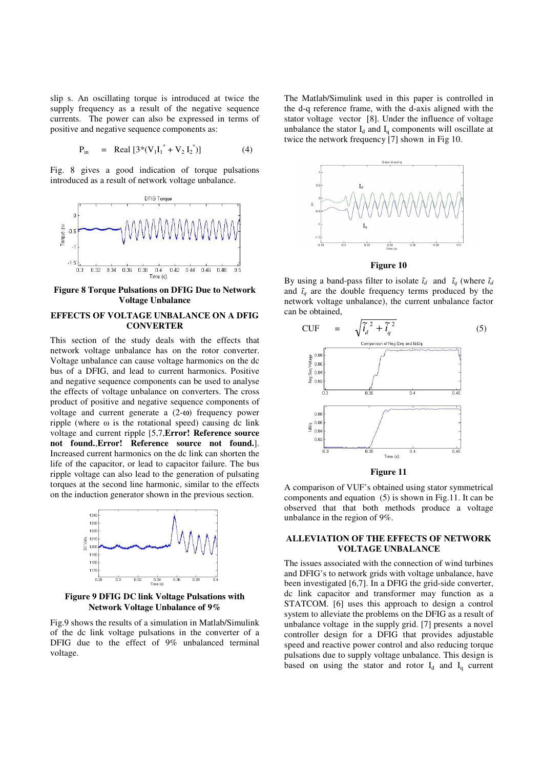slip s. An oscillating torque is introduced at twice the supply frequency as a result of the negative sequence currents. The power can also be expressed in terms of positive and negative sequence components as:

$$P_{in} = \text{Real}\,[3*(V_1 I_1^* + V_2 I_2^*)] \qquad (4)$$

Fig. 8 gives a good indication of torque pulsations introduced as a result of network voltage unbalance.

**Figure 8 Torque Pulsations on DFIG Due to Network Voltage Unbalance**

## EFFECTS OF VOLTAGE UNBALANCE ON A DFIG CONVERTER

This section of the study deals with the effects that network voltage unbalance has on the rotor converter. Voltage unbalance can cause voltage harmonics on the dc bus of a DFIG, and lead to current harmonics. Positive and negative sequence components can be used to analyse the effects of voltage unbalance on converters. The cross product of positive and negative sequence components of voltage and current generate a (2-ω) frequency power ripple (where ω is the rotational speed) causing dc link voltage and current ripple [5,7,**Error! Reference source not found.**,**Error! Reference source not found.**]. Increased current harmonics on the dc link can shorten the life of the capacitor, or lead to capacitor failure. The bus ripple voltage can also lead to the generation of pulsating torques at the second line harmonic, similar to the effects on the induction generator shown in the previous section.

**Figure 9 DFIG DC link Voltage Pulsations with Network Voltage Unbalance of 9%**

Fig.9 shows the results of a simulation in Matlab/Simulink of the dc link voltage pulsations in the converter of a DFIG due to the effect of 9% unbalanced terminal voltage.

The Matlab/Simulink used in this paper is controlled in the d-q reference frame, with the d-axis aligned with the stator voltage vector [8]. Under the influence of voltage unbalance the stator $I_d$ and $I_q$ components will oscillate at twice the network frequency [7] shown in Fig 10.

**Figure 10**

By using a band-pass filter to isolate $\tilde{\imath}_d$ and $\tilde{\imath}_q$ (where $\tilde{\imath}_d$ and $\tilde{\imath}_q$ are the double frequency terms produced by the network voltage unbalance), the current unbalance factor can be obtained,

$$\text{CUF} = \sqrt{\tilde{i}_d^{\,2} + \tilde{i}_q^{\,2}} \qquad (5)$$

**Figure 11**

A comparison of VUF's obtained using stator symmetrical components and equation (5) is shown in Fig.11. It can be observed that that both methods produce a voltage unbalance in the region of 9%.

## ALLEVIATION OF THE EFFECTS OF NETWORK VOLTAGE UNBALANCE

The issues associated with the connection of wind turbines and DFIG's to network grids with voltage unbalance, have been investigated [6,7]. In a DFIG the grid-side converter, dc link capacitor and transformer may function as a STATCOM. [6] uses this approach to design a control system to alleviate the problems on the DFIG as a result of unbalance voltage in the supply grid. [7] presents a novel controller design for a DFIG that provides adjustable speed and reactive power control and also reducing torque pulsations due to supply voltage unbalance. This design is based on using the stator and rotor $I_d$ and $I_q$ current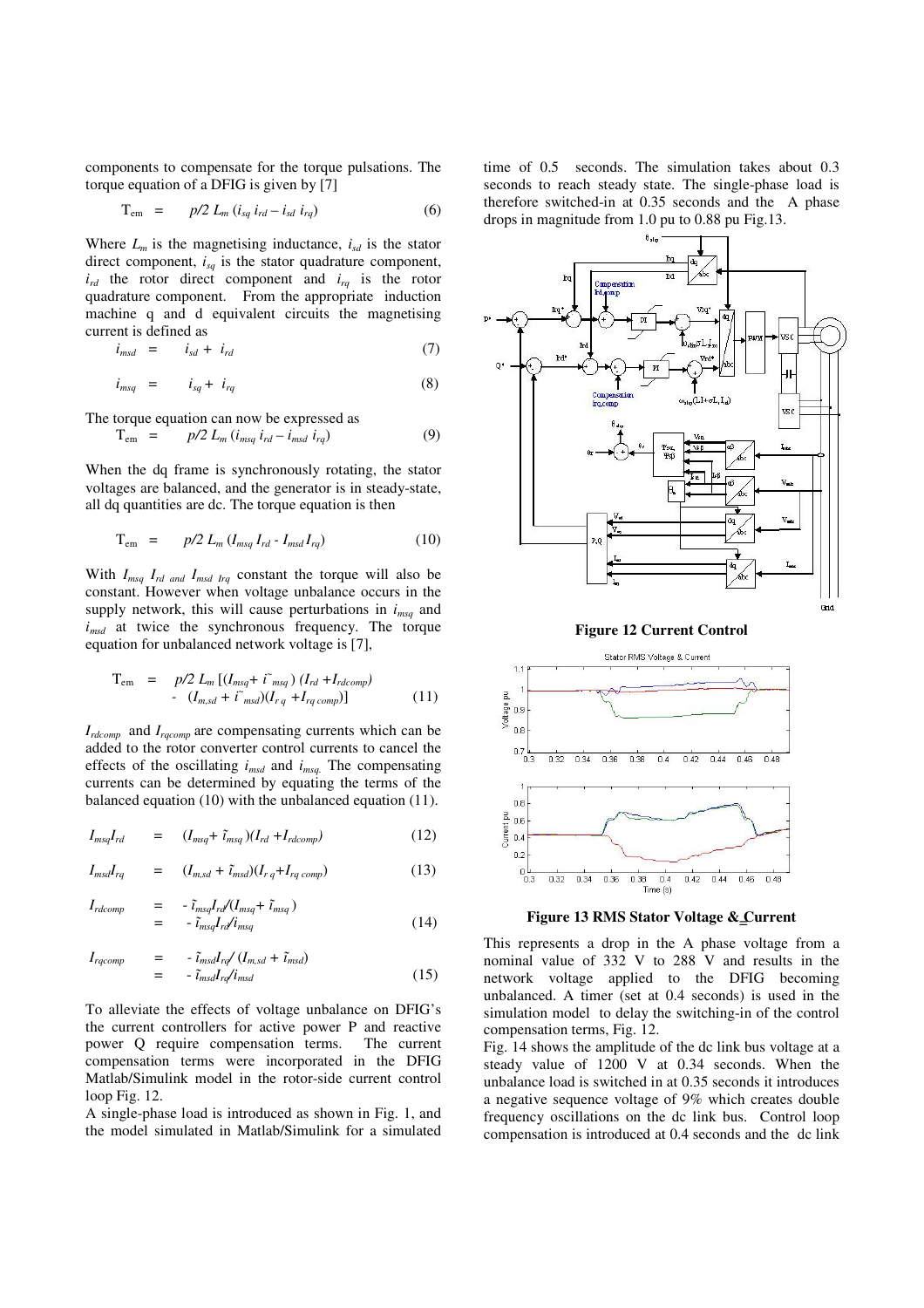components to compensate for the torque pulsations. The torque equation of a DFIG is given by [7]

$$T_{em} = p/2\, L_m\, (i_{sq}\, i_{rd} - i_{sd}\, i_{rq}) \quad (6)$$

Where $L_m$ is the magnetising inductance, $i_{sd}$ is the stator direct component, $i_{sq}$ is the stator quadrature component, $i_{rd}$ the rotor direct component and $i_{rq}$ is the rotor quadrature component. From the appropriate induction machine q and d equivalent circuits the magnetising current is defined as

$$i_{msd} = i_{sd} + i_{rd} \quad (7)$$

$$i_{msq} = i_{sq} + i_{rq} \quad (8)$$

The torque equation can now be expressed as

$$T_{em} = p/2\, L_m\, (i_{msq}\, i_{rd} - i_{msd}\, i_{rq}) \quad (9)$$

When the dq frame is synchronously rotating, the stator voltages are balanced, and the generator is in steady-state, all dq quantities are dc. The torque equation is then

$$T_{em} = p/2\, L_m\, (I_{msq}\, I_{rd} - I_{msd}\, I_{rq}) \quad (10)$$

With $I_{msq}\, I_{rd}$ and $I_{msd}\, I_{rq}$ constant the torque will also be constant. However when voltage unbalance occurs in the supply network, this will cause perturbations in $i_{msq}$ and $i_{msd}$ at twice the synchronous frequency. The torque equation for unbalanced network voltage is [7],

$$T_{em} = p/2\, L_m\, [(I_{msq} + \tilde{i}_{msq})\, (I_{rd} + I_{rdcomp}) - (I_{m,sd} + \tilde{i}_{msd})(I_{rq} + I_{rq\,comp})] \quad (11)$$

$I_{rdcomp}$ and $I_{rqcomp}$ are compensating currents which can be added to the rotor converter control currents to cancel the effects of the oscillating $i_{msd}$ and $i_{msq}$. The compensating currents can be determined by equating the terms of the balanced equation (10) with the unbalanced equation (11).

$$I_{msq} I_{rd} = (I_{msq} + \tilde{\imath}_{msq})(I_{rd} + I_{rdcomp}) \quad (12)$$

$$I_{msd} I_{rq} = (I_{m,sd} + \tilde{\imath}_{msd})(I_{rq} + I_{rq\,comp}) \quad (13)$$

$$I_{rdcomp} = -\tilde{\imath}_{msq} I_{rd} / (I_{msq} + \tilde{\imath}_{msq}) = -\tilde{\imath}_{msq} I_{rd} / i_{msq} \quad (14)$$

$$I_{rqcomp} = -\tilde{\imath}_{msd} I_{rq} / (I_{m,sd} + \tilde{\imath}_{msd}) = -\tilde{\imath}_{msd} I_{rq} / i_{msd} \quad (15)$$

To alleviate the effects of voltage unbalance on DFIG's the current controllers for active power P and reactive power Q require compensation terms. The current compensation terms were incorporated in the DFIG Matlab/Simulink model in the rotor-side current control loop Fig. 12.

A single-phase load is introduced as shown in Fig. 1, and the model simulated in Matlab/Simulink for a simulated time of 0.5 seconds. The simulation takes about 0.3 seconds to reach steady state. The single-phase load is therefore switched-in at 0.35 seconds and the A phase drops in magnitude from 1.0 pu to 0.88 pu Fig.13.

**Figure 12 Current Control**

**Figure 13 RMS Stator Voltage & Current**

This represents a drop in the A phase voltage from a nominal value of 332 V to 288 V and results in the network voltage applied to the DFIG becoming unbalanced. A timer (set at 0.4 seconds) is used in the simulation model to delay the switching-in of the control compensation terms, Fig. 12.

Fig. 14 shows the amplitude of the dc link bus voltage at a steady value of 1200 V at 0.34 seconds. When the unbalance load is switched in at 0.35 seconds it introduces a negative sequence voltage of 9% which creates double frequency oscillations on the dc link bus. Control loop compensation is introduced at 0.4 seconds and the dc link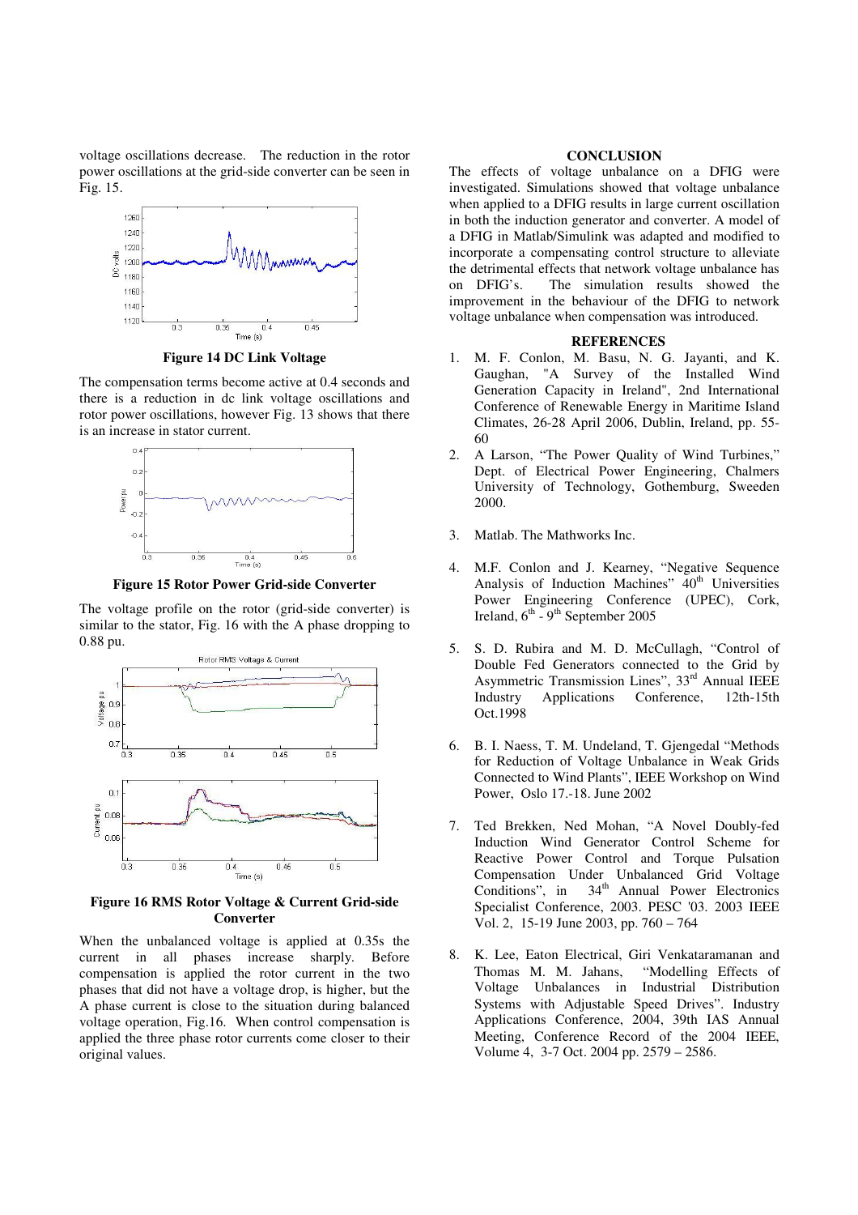voltage oscillations decrease. The reduction in the rotor power oscillations at the grid-side converter can be seen in Fig. 15.

1260
1240
1220
1200
1180
1160
1140
1120
DC volts
0.3
0.35
0.4
0.45
Time (s)

**Figure 14 DC Link Voltage**

The compensation terms become active at 0.4 seconds and there is a reduction in dc link voltage oscillations and rotor power oscillations, however Fig. 13 shows that there is an increase in stator current.

0.4
0.2
0
-0.2
-0.4
Power pu
0.3
0.35
0.4
0.45
0.5
Time (s)

**Figure 15 Rotor Power Grid-side Converter**

The voltage profile on the rotor (grid-side converter) is similar to the stator, Fig. 16 with the A phase dropping to 0.88 pu.

Rotor RMS Voltage & Current
1
0.9
0.8
0.7
Voltage pu
0.3
0.35
0.4
0.45
0.5
0.1
0.08
0.06
Current pu
0.3
0.35
0.4
0.45
0.5
Time (s)

**Figure 16 RMS Rotor Voltage & Current Grid-side Converter**

When the unbalanced voltage is applied at 0.35s the current in all phases increase sharply. Before compensation is applied the rotor current in the two phases that did not have a voltage drop, is higher, but the A phase current is close to the situation during balanced voltage operation, Fig.16. When control compensation is applied the three phase rotor currents come closer to their original values.

## CONCLUSION

The effects of voltage unbalance on a DFIG were investigated. Simulations showed that voltage unbalance when applied to a DFIG results in large current oscillation in both the induction generator and converter. A model of a DFIG in Matlab/Simulink was adapted and modified to incorporate a compensating control structure to alleviate the detrimental effects that network voltage unbalance has on DFIG's. The simulation results showed the improvement in the behaviour of the DFIG to network voltage unbalance when compensation was introduced.

## REFERENCES

1. M. F. Conlon, M. Basu, N. G. Jayanti, and K. Gaughan, "A Survey of the Installed Wind Generation Capacity in Ireland", 2nd International Conference of Renewable Energy in Maritime Island Climates, 26-28 April 2006, Dublin, Ireland, pp. 55-60
2. A Larson, "The Power Quality of Wind Turbines," Dept. of Electrical Power Engineering, Chalmers University of Technology, Gothemburg, Sweeden 2000.
3. Matlab. The Mathworks Inc.
4. M.F. Conlon and J. Kearney, "Negative Sequence Analysis of Induction Machines" 40th Universities Power Engineering Conference (UPEC), Cork, Ireland, 6th - 9th September 2005
5. S. D. Rubira and M. D. McCullagh, "Control of Double Fed Generators connected to the Grid by Asymmetric Transmission Lines", 33rd Annual IEEE Industry Applications Conference, 12th-15th Oct.1998
6. B. I. Naess, T. M. Undeland, T. Gjengedal "Methods for Reduction of Voltage Unbalance in Weak Grids Connected to Wind Plants", IEEE Workshop on Wind Power, Oslo 17.-18. June 2002
7. Ted Brekken, Ned Mohan, "A Novel Doubly-fed Induction Wind Generator Control Scheme for Reactive Power Control and Torque Pulsation Compensation Under Unbalanced Grid Voltage Conditions", in 34th Annual Power Electronics Specialist Conference, 2003. PESC '03. 2003 IEEE Vol. 2, 15-19 June 2003, pp. 760 – 764
8. K. Lee, Eaton Electrical, Giri Venkataramanan and Thomas M. M. Jahans, "Modelling Effects of Voltage Unbalances in Industrial Distribution Systems with Adjustable Speed Drives". Industry Applications Conference, 2004, 39th IAS Annual Meeting, Conference Record of the 2004 IEEE, Volume 4, 3-7 Oct. 2004 pp. 2579 – 2586.